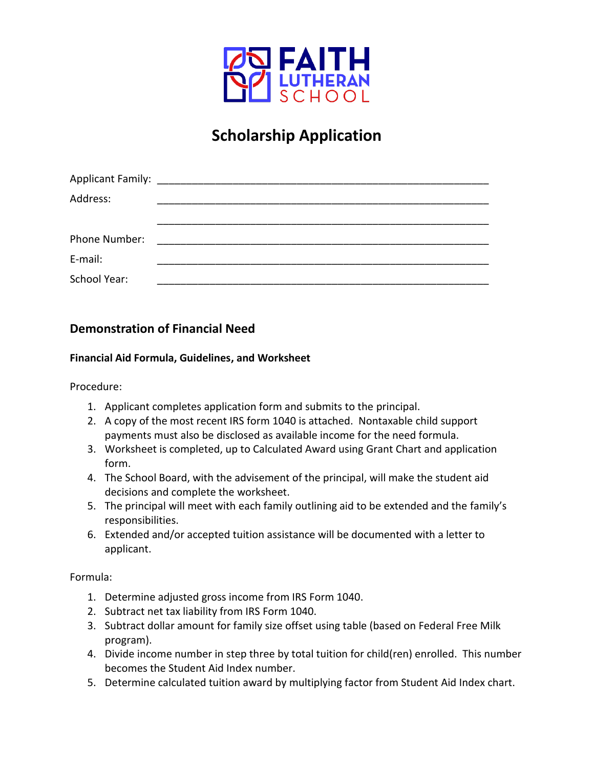FAITH LUTHERAN SCHOOL

# Scholarship Application

Applicant Family: ____________________________________________________________

Address: ____________________________________________________________

____________________________________________________________

Phone Number: ____________________________________________________________

E-mail: ____________________________________________________________

School Year: ____________________________________________________________

## Demonstration of Financial Need

**Financial Aid Formula, Guidelines, and Worksheet**

Procedure:

1. Applicant completes application form and submits to the principal.
2. A copy of the most recent IRS form 1040 is attached. Nontaxable child support payments must also be disclosed as available income for the need formula.
3. Worksheet is completed, up to Calculated Award using Grant Chart and application form.
4. The School Board, with the advisement of the principal, will make the student aid decisions and complete the worksheet.
5. The principal will meet with each family outlining aid to be extended and the family's responsibilities.
6. Extended and/or accepted tuition assistance will be documented with a letter to applicant.

Formula:

1. Determine adjusted gross income from IRS Form 1040.
2. Subtract net tax liability from IRS Form 1040.
3. Subtract dollar amount for family size offset using table (based on Federal Free Milk program).
4. Divide income number in step three by total tuition for child(ren) enrolled. This number becomes the Student Aid Index number.
5. Determine calculated tuition award by multiplying factor from Student Aid Index chart.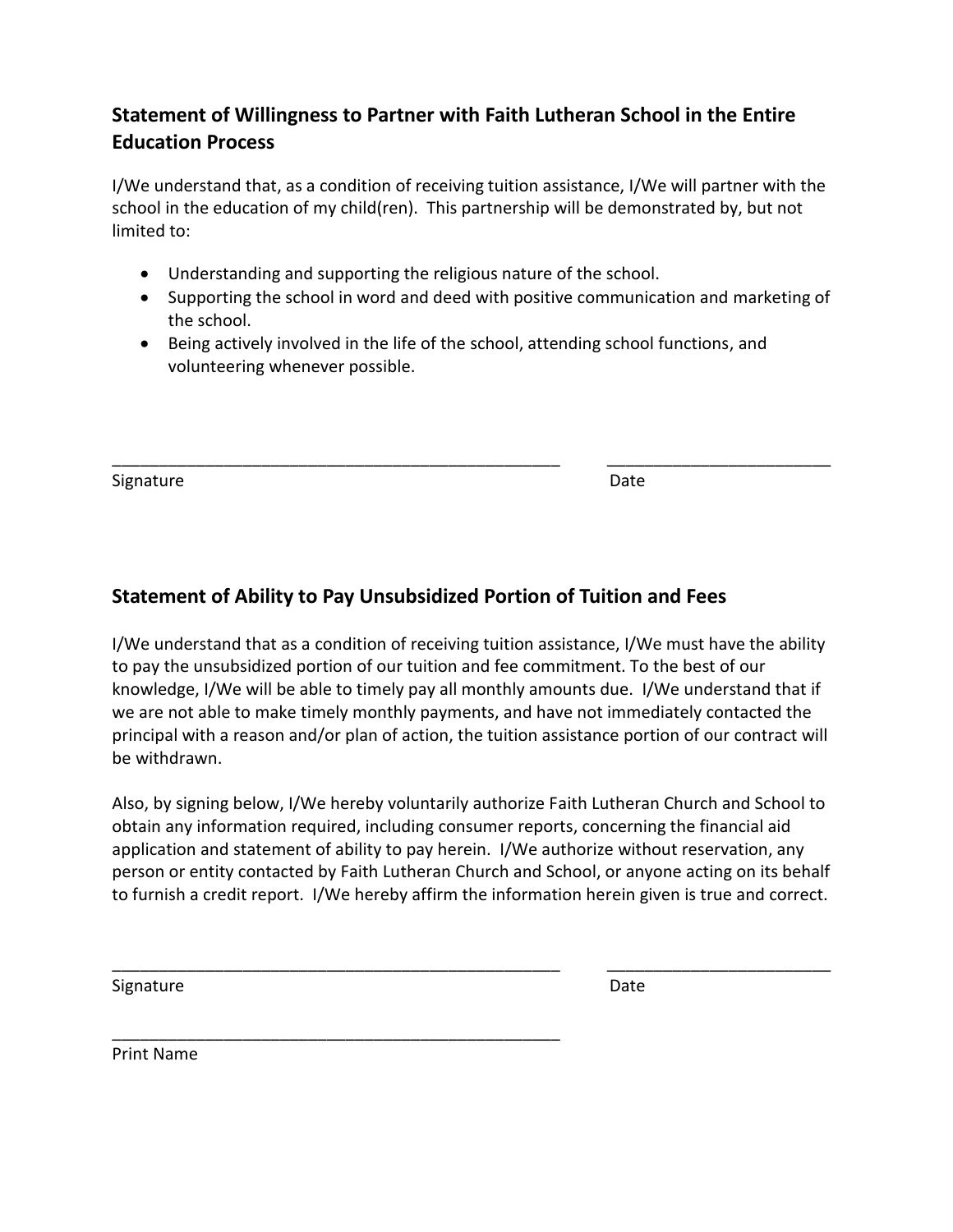## Statement of Willingness to Partner with Faith Lutheran School in the Entire Education Process

I/We understand that, as a condition of receiving tuition assistance, I/We will partner with the school in the education of my child(ren). This partnership will be demonstrated by, but not limited to:

- Understanding and supporting the religious nature of the school.
- Supporting the school in word and deed with positive communication and marketing of the school.
- Being actively involved in the life of the school, attending school functions, and volunteering whenever possible.

_________________________________________________ ________________________

Signature Date

## Statement of Ability to Pay Unsubsidized Portion of Tuition and Fees

I/We understand that as a condition of receiving tuition assistance, I/We must have the ability to pay the unsubsidized portion of our tuition and fee commitment. To the best of our knowledge, I/We will be able to timely pay all monthly amounts due. I/We understand that if we are not able to make timely monthly payments, and have not immediately contacted the principal with a reason and/or plan of action, the tuition assistance portion of our contract will be withdrawn.

Also, by signing below, I/We hereby voluntarily authorize Faith Lutheran Church and School to obtain any information required, including consumer reports, concerning the financial aid application and statement of ability to pay herein. I/We authorize without reservation, any person or entity contacted by Faith Lutheran Church and School, or anyone acting on its behalf to furnish a credit report. I/We hereby affirm the information herein given is true and correct.

_________________________________________________ ________________________

Signature Date

_________________________________________________

Print Name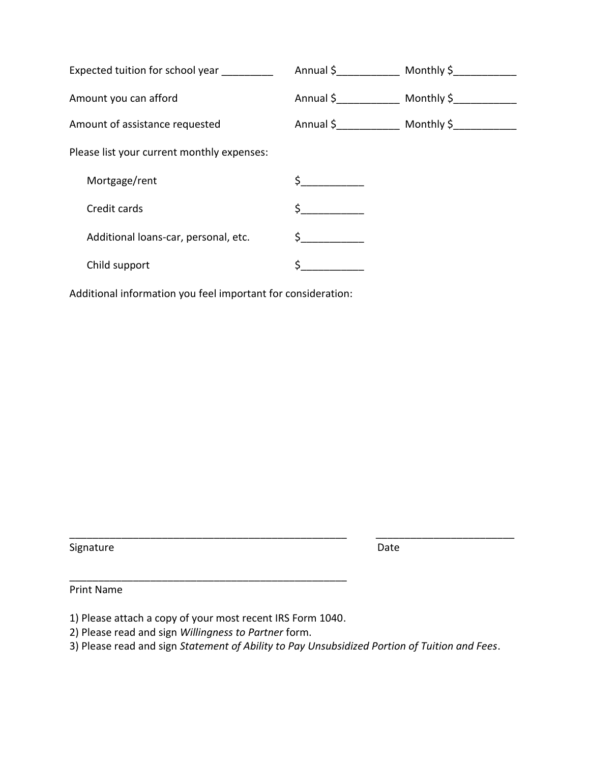Expected tuition for school year _________ Annual $___________ Monthly $___________

Amount you can afford Annual $___________ Monthly $___________

Amount of assistance requested Annual $___________ Monthly $___________

Please list your current monthly expenses:

- Mortgage/rent $___________
- Credit cards $___________
- Additional loans-car, personal, etc. $___________
- Child support $___________

Additional information you feel important for consideration:

_________________________________________________ ________________________

Signature Date

_________________________________________________

Print Name

1) Please attach a copy of your most recent IRS Form 1040.
2) Please read and sign *Willingness to Partner* form.
3) Please read and sign *Statement of Ability to Pay Unsubsidized Portion of Tuition and Fees*.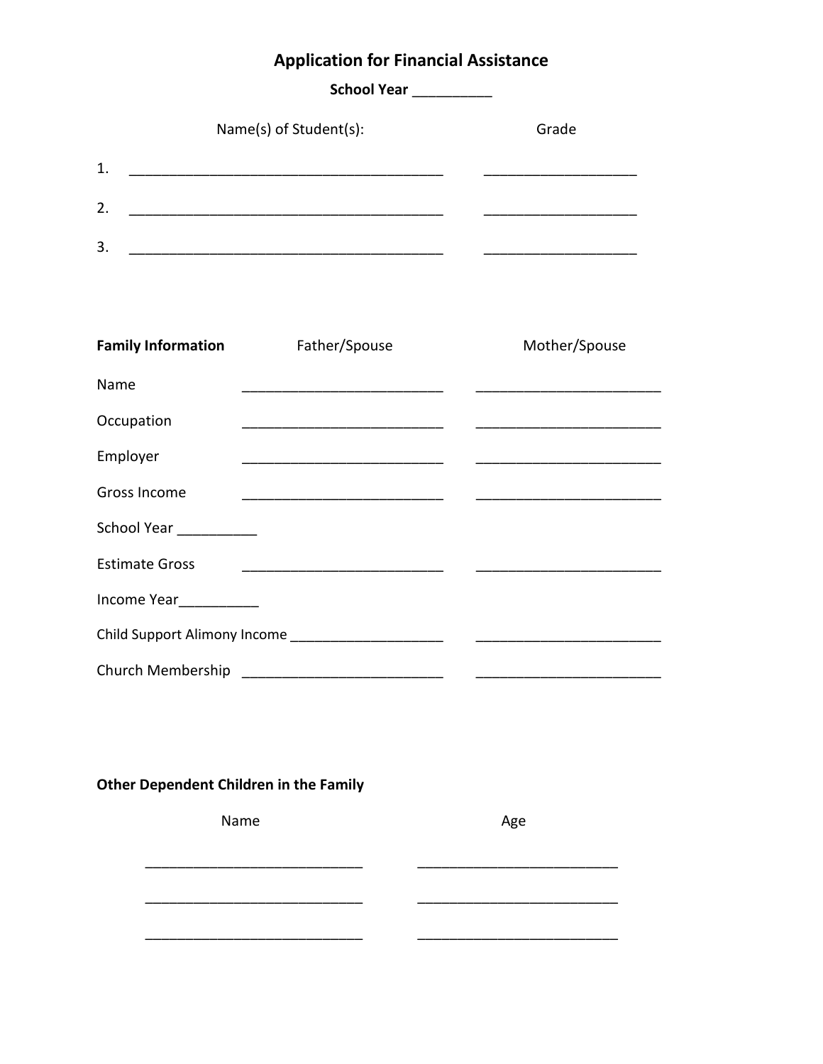# Application for Financial Assistance

**School Year __________**

| Name(s) of Student(s): | Grade |
|---|---|
| 1. ________________________________________ | ___________________ |
| 2. ________________________________________ | ___________________ |
| 3. ________________________________________ | ___________________ |

| **Family Information** | Father/Spouse | Mother/Spouse |
|---|---|---|
| Name | _________________________ | _______________________ |
| Occupation | _________________________ | _______________________ |
| Employer | _________________________ | _______________________ |
| Gross Income | _________________________ | _______________________ |
| School Year __________ | | |
| Estimate Gross | _________________________ | _______________________ |
| Income Year__________ | | |
| Child Support Alimony Income | ___________________ | _______________________ |
| Church Membership | _________________________ | _______________________ |

**Other Dependent Children in the Family**

| Name | Age |
|---|---|
| ____________________________ | __________________________ |
| ____________________________ | __________________________ |
| ____________________________ | __________________________ |